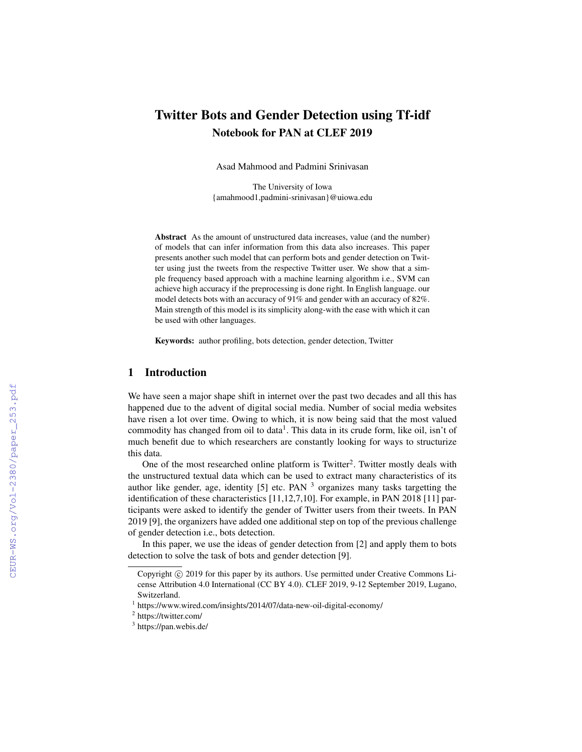# Twitter Bots and Gender Detection using Tf-idf

## Notebook for PAN at CLEF 2019

Asad Mahmood and Padmini Srinivasan

The University of Iowa
{amahmood1,padmini-srinivasan}@uiowa.edu

**Abstract** As the amount of unstructured data increases, value (and the number) of models that can infer information from this data also increases. This paper presents another such model that can perform bots and gender detection on Twitter using just the tweets from the respective Twitter user. We show that a simple frequency based approach with a machine learning algorithm i.e., SVM can achieve high accuracy if the preprocessing is done right. In English language. our model detects bots with an accuracy of 91% and gender with an accuracy of 82%. Main strength of this model is its simplicity along-with the ease with which it can be used with other languages.

**Keywords:** author profiling, bots detection, gender detection, Twitter

## 1 Introduction

We have seen a major shape shift in internet over the past two decades and all this has happened due to the advent of digital social media. Number of social media websites have risen a lot over time. Owing to which, it is now being said that the most valued commodity has changed from oil to data[1]. This data in its crude form, like oil, isn't of much benefit due to which researchers are constantly looking for ways to structurize this data.

One of the most researched online platform is Twitter[2]. Twitter mostly deals with the unstructured textual data which can be used to extract many characteristics of its author like gender, age, identity [5] etc. PAN [3] organizes many tasks targetting the identification of these characteristics [11,12,7,10]. For example, in PAN 2018 [11] participants were asked to identify the gender of Twitter users from their tweets. In PAN 2019 [9], the organizers have added one additional step on top of the previous challenge of gender detection i.e., bots detection.

In this paper, we use the ideas of gender detection from [2] and apply them to bots detection to solve the task of bots and gender detection [9].

Copyright © 2019 for this paper by its authors. Use permitted under Creative Commons License Attribution 4.0 International (CC BY 4.0). CLEF 2019, 9-12 September 2019, Lugano, Switzerland.

[1] https://www.wired.com/insights/2014/07/data-new-oil-digital-economy/

[2] https://twitter.com/

[3] https://pan.webis.de/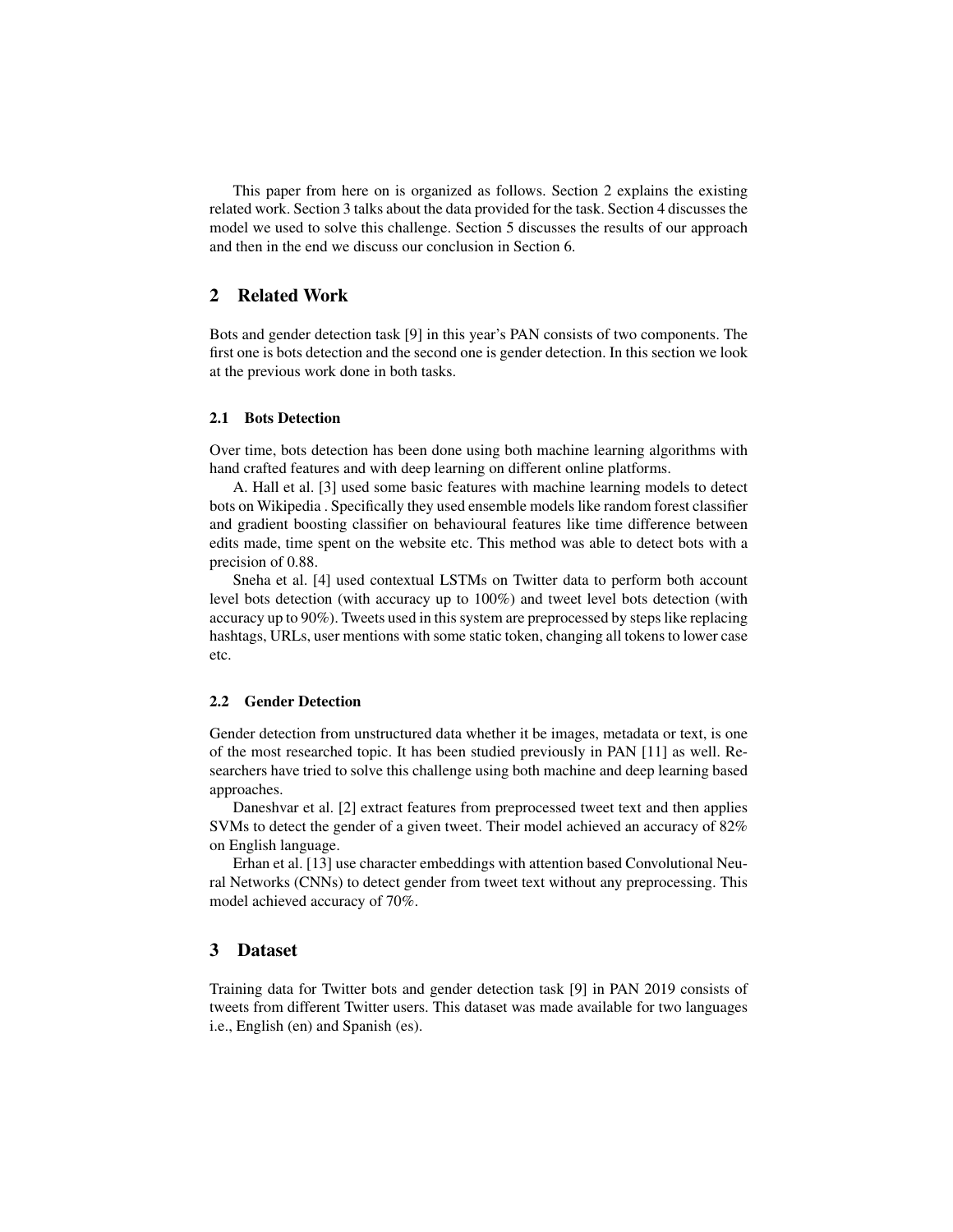This paper from here on is organized as follows. Section 2 explains the existing related work. Section 3 talks about the data provided for the task. Section 4 discusses the model we used to solve this challenge. Section 5 discusses the results of our approach and then in the end we discuss our conclusion in Section 6.

## 2 Related Work

Bots and gender detection task [9] in this year's PAN consists of two components. The first one is bots detection and the second one is gender detection. In this section we look at the previous work done in both tasks.

### 2.1 Bots Detection

Over time, bots detection has been done using both machine learning algorithms with hand crafted features and with deep learning on different online platforms.

A. Hall et al. [3] used some basic features with machine learning models to detect bots on Wikipedia . Specifically they used ensemble models like random forest classifier and gradient boosting classifier on behavioural features like time difference between edits made, time spent on the website etc. This method was able to detect bots with a precision of 0.88.

Sneha et al. [4] used contextual LSTMs on Twitter data to perform both account level bots detection (with accuracy up to 100%) and tweet level bots detection (with accuracy up to 90%). Tweets used in this system are preprocessed by steps like replacing hashtags, URLs, user mentions with some static token, changing all tokens to lower case etc.

### 2.2 Gender Detection

Gender detection from unstructured data whether it be images, metadata or text, is one of the most researched topic. It has been studied previously in PAN [11] as well. Researchers have tried to solve this challenge using both machine and deep learning based approaches.

Daneshvar et al. [2] extract features from preprocessed tweet text and then applies SVMs to detect the gender of a given tweet. Their model achieved an accuracy of 82% on English language.

Erhan et al. [13] use character embeddings with attention based Convolutional Neural Networks (CNNs) to detect gender from tweet text without any preprocessing. This model achieved accuracy of 70%.

## 3 Dataset

Training data for Twitter bots and gender detection task [9] in PAN 2019 consists of tweets from different Twitter users. This dataset was made available for two languages i.e., English (en) and Spanish (es).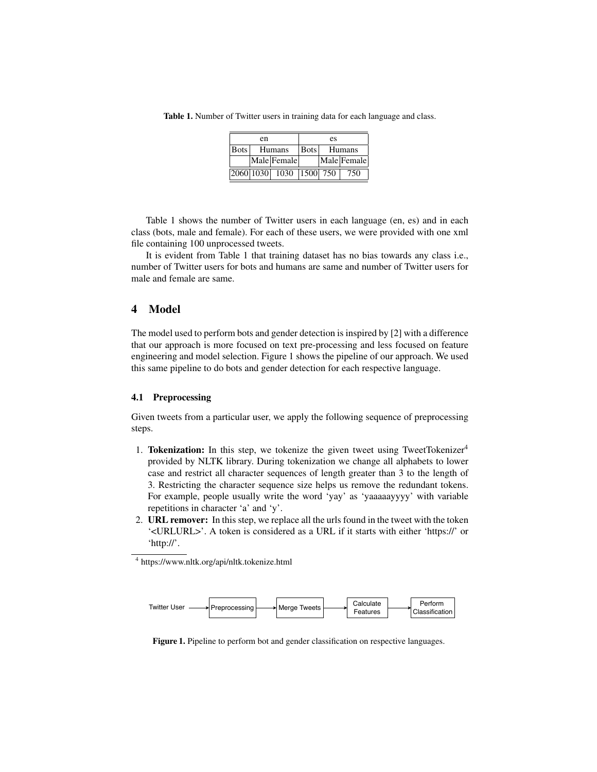**Table 1.** Number of Twitter users in training data for each language and class.

| en | | | es | | |
|---|---|---|---|---|---|
| Bots | Humans | | Bots | Humans | |
| | Male | Female | | Male | Female |
| 2060 | 1030 | 1030 | 1500 | 750 | 750 |

Table 1 shows the number of Twitter users in each language (en, es) and in each class (bots, male and female). For each of these users, we were provided with one xml file containing 100 unprocessed tweets.

It is evident from Table 1 that training dataset has no bias towards any class i.e., number of Twitter users for bots and humans are same and number of Twitter users for male and female are same.

## 4 Model

The model used to perform bots and gender detection is inspired by [2] with a difference that our approach is more focused on text pre-processing and less focused on feature engineering and model selection. Figure 1 shows the pipeline of our approach. We used this same pipeline to do bots and gender detection for each respective language.

### 4.1 Preprocessing

Given tweets from a particular user, we apply the following sequence of preprocessing steps.

1. **Tokenization:** In this step, we tokenize the given tweet using TweetTokenizer[4] provided by NLTK library. During tokenization we change all alphabets to lower case and restrict all character sequences of length greater than 3 to the length of 3. Restricting the character sequence size helps us remove the redundant tokens. For example, people usually write the word 'yay' as 'yaaaaayyyy' with variable repetitions in character 'a' and 'y'.
2. **URL remover:** In this step, we replace all the urls found in the tweet with the token '<URLURL>'. A token is considered as a URL if it starts with either 'https://' or 'http://'.

[4] https://www.nltk.org/api/nltk.tokenize.html

Twitter User → Preprocessing → Merge Tweets → Calculate Features → Perform Classification

**Figure 1.** Pipeline to perform bot and gender classification on respective languages.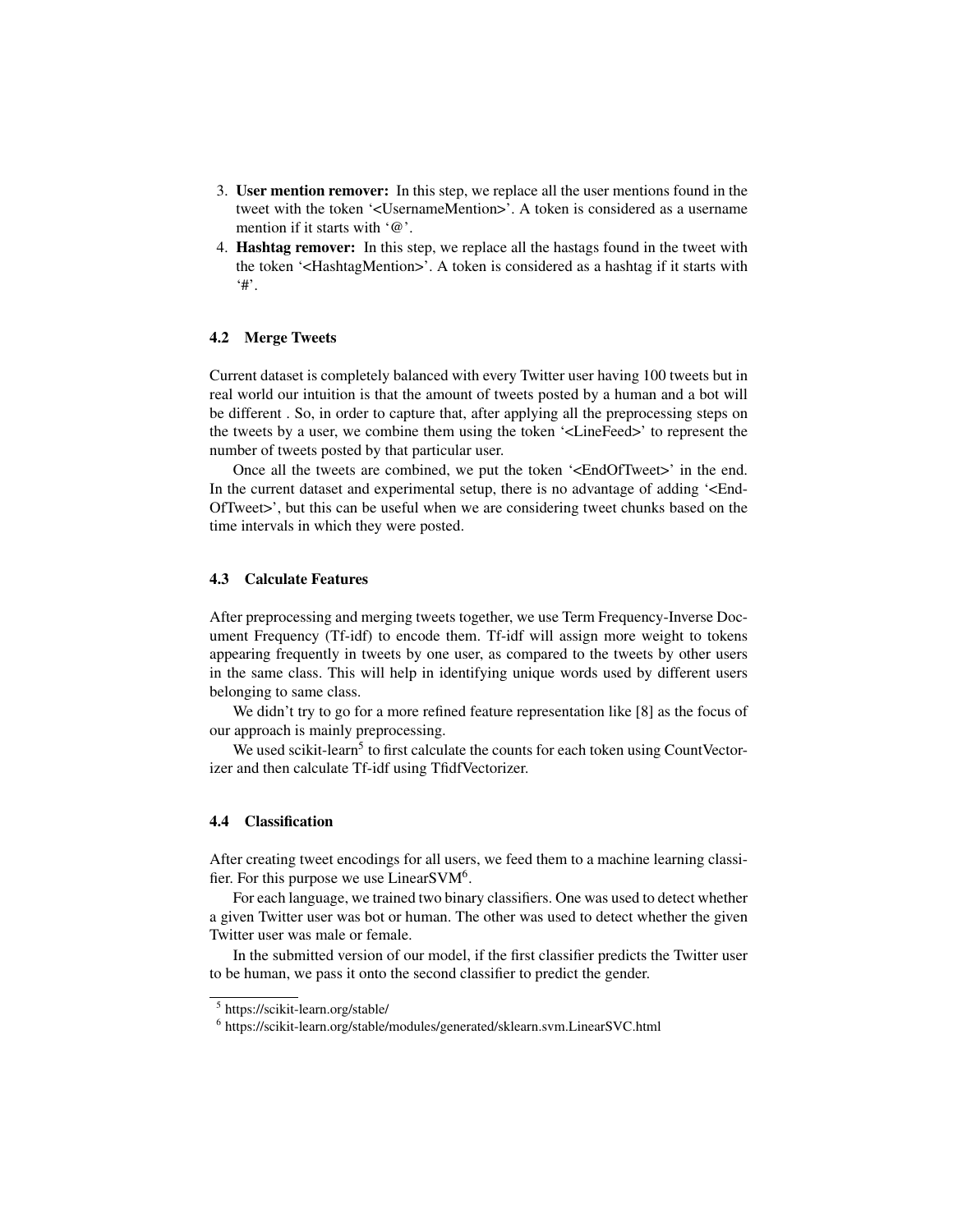3. **User mention remover:** In this step, we replace all the user mentions found in the tweet with the token '<UsernameMention>'. A token is considered as a username mention if it starts with '@'.
4. **Hashtag remover:** In this step, we replace all the hastags found in the tweet with the token '<HashtagMention>'. A token is considered as a hashtag if it starts with '#'.

### 4.2 Merge Tweets

Current dataset is completely balanced with every Twitter user having 100 tweets but in real world our intuition is that the amount of tweets posted by a human and a bot will be different . So, in order to capture that, after applying all the preprocessing steps on the tweets by a user, we combine them using the token '<LineFeed>' to represent the number of tweets posted by that particular user.

Once all the tweets are combined, we put the token '<EndOfTweet>' in the end. In the current dataset and experimental setup, there is no advantage of adding '<EndOfTweet>', but this can be useful when we are considering tweet chunks based on the time intervals in which they were posted.

### 4.3 Calculate Features

After preprocessing and merging tweets together, we use Term Frequency-Inverse Document Frequency (Tf-idf) to encode them. Tf-idf will assign more weight to tokens appearing frequently in tweets by one user, as compared to the tweets by other users in the same class. This will help in identifying unique words used by different users belonging to same class.

We didn't try to go for a more refined feature representation like [8] as the focus of our approach is mainly preprocessing.

We used scikit-learn[5] to first calculate the counts for each token using CountVectorizer and then calculate Tf-idf using TfidfVectorizer.

### 4.4 Classification

After creating tweet encodings for all users, we feed them to a machine learning classifier. For this purpose we use LinearSVM[6].

For each language, we trained two binary classifiers. One was used to detect whether a given Twitter user was bot or human. The other was used to detect whether the given Twitter user was male or female.

In the submitted version of our model, if the first classifier predicts the Twitter user to be human, we pass it onto the second classifier to predict the gender.

[5] https://scikit-learn.org/stable/

[6] https://scikit-learn.org/stable/modules/generated/sklearn.svm.LinearSVC.html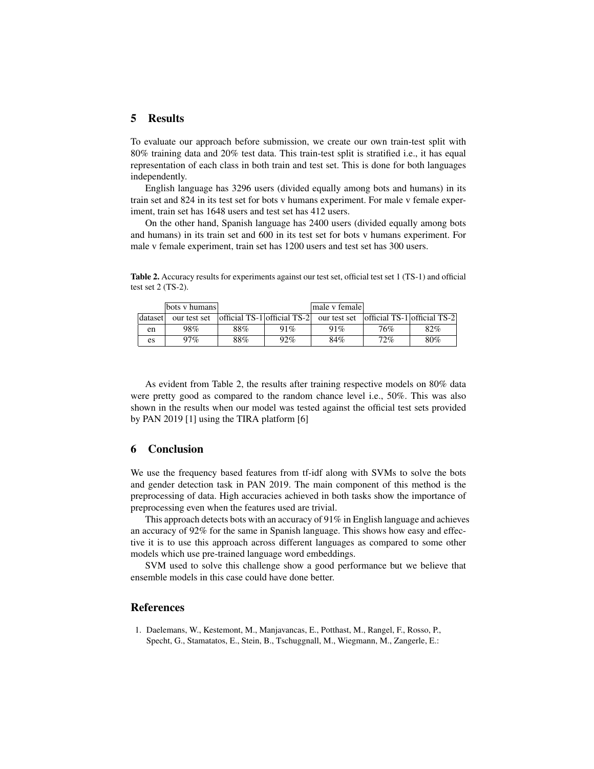## 5 Results

To evaluate our approach before submission, we create our own train-test split with 80% training data and 20% test data. This train-test split is stratified i.e., it has equal representation of each class in both train and test set. This is done for both languages independently.

English language has 3296 users (divided equally among bots and humans) in its train set and 824 in its test set for bots v humans experiment. For male v female experiment, train set has 1648 users and test set has 412 users.

On the other hand, Spanish language has 2400 users (divided equally among bots and humans) in its train set and 600 in its test set for bots v humans experiment. For male v female experiment, train set has 1200 users and test set has 300 users.

**Table 2.** Accuracy results for experiments against our test set, official test set 1 (TS-1) and official test set 2 (TS-2).

| | bots v humans | | | male v female | | |
|---|---|---|---|---|---|---|
| dataset | our test set | official TS-1 | official TS-2 | our test set | official TS-1 | official TS-2 |
| en | 98% | 88% | 91% | 91% | 76% | 82% |
| es | 97% | 88% | 92% | 84% | 72% | 80% |

As evident from Table 2, the results after training respective models on 80% data were pretty good as compared to the random chance level i.e., 50%. This was also shown in the results when our model was tested against the official test sets provided by PAN 2019 [1] using the TIRA platform [6]

## 6 Conclusion

We use the frequency based features from tf-idf along with SVMs to solve the bots and gender detection task in PAN 2019. The main component of this method is the preprocessing of data. High accuracies achieved in both tasks show the importance of preprocessing even when the features used are trivial.

This approach detects bots with an accuracy of 91% in English language and achieves an accuracy of 92% for the same in Spanish language. This shows how easy and effective it is to use this approach across different languages as compared to some other models which use pre-trained language word embeddings.

SVM used to solve this challenge show a good performance but we believe that ensemble models in this case could have done better.

## References

1. Daelemans, W., Kestemont, M., Manjavancas, E., Potthast, M., Rangel, F., Rosso, P., Specht, G., Stamatatos, E., Stein, B., Tschuggnall, M., Wiegmann, M., Zangerle, E.: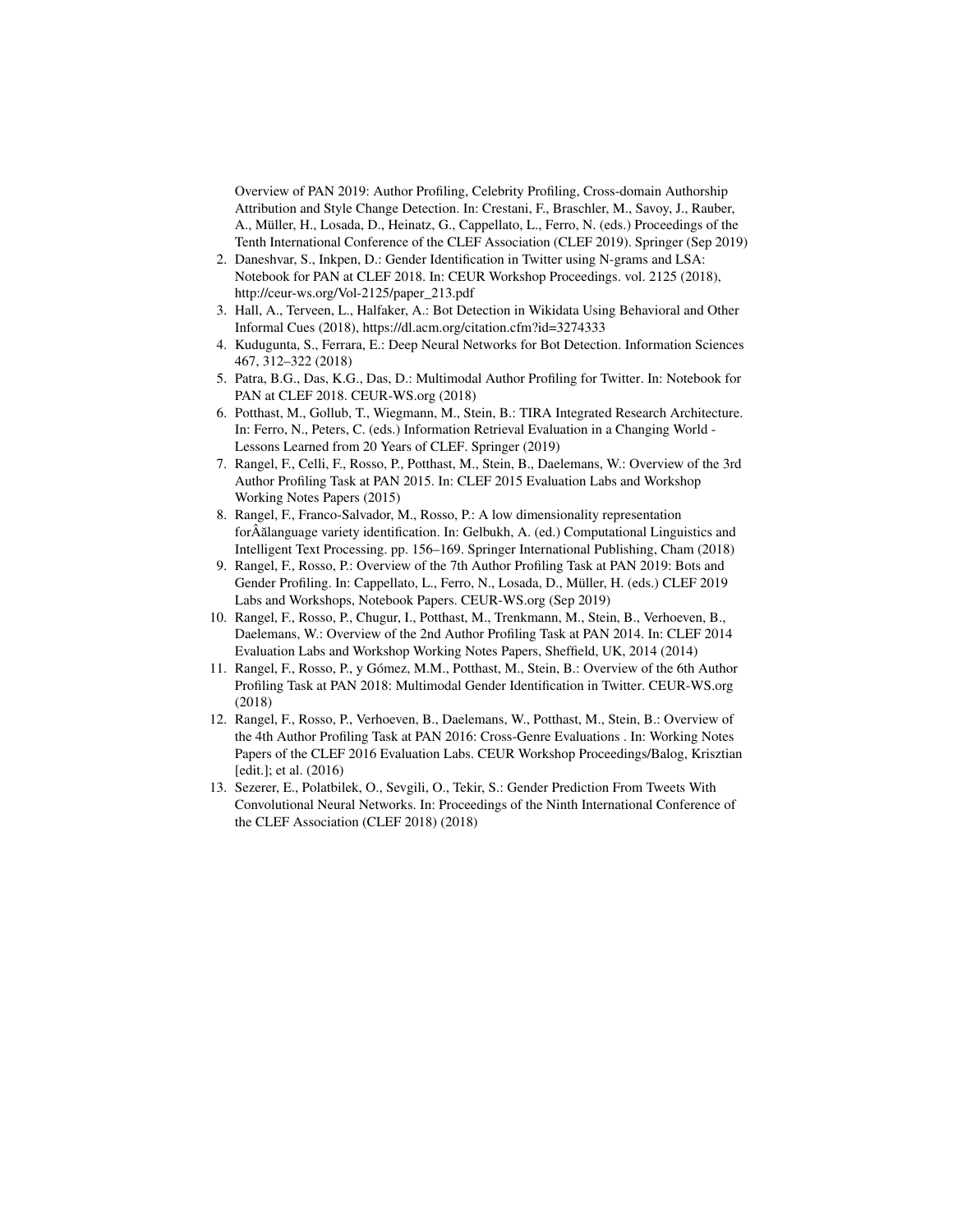Overview of PAN 2019: Author Profiling, Celebrity Profiling, Cross-domain Authorship Attribution and Style Change Detection. In: Crestani, F., Braschler, M., Savoy, J., Rauber, A., Müller, H., Losada, D., Heinatz, G., Cappellato, L., Ferro, N. (eds.) Proceedings of the Tenth International Conference of the CLEF Association (CLEF 2019). Springer (Sep 2019)

2. Daneshvar, S., Inkpen, D.: Gender Identification in Twitter using N-grams and LSA: Notebook for PAN at CLEF 2018. In: CEUR Workshop Proceedings. vol. 2125 (2018), http://ceur-ws.org/Vol-2125/paper_213.pdf
3. Hall, A., Terveen, L., Halfaker, A.: Bot Detection in Wikidata Using Behavioral and Other Informal Cues (2018), https://dl.acm.org/citation.cfm?id=3274333
4. Kudugunta, S., Ferrara, E.: Deep Neural Networks for Bot Detection. Information Sciences 467, 312–322 (2018)
5. Patra, B.G., Das, K.G., Das, D.: Multimodal Author Profiling for Twitter. In: Notebook for PAN at CLEF 2018. CEUR-WS.org (2018)
6. Potthast, M., Gollub, T., Wiegmann, M., Stein, B.: TIRA Integrated Research Architecture. In: Ferro, N., Peters, C. (eds.) Information Retrieval Evaluation in a Changing World - Lessons Learned from 20 Years of CLEF. Springer (2019)
7. Rangel, F., Celli, F., Rosso, P., Potthast, M., Stein, B., Daelemans, W.: Overview of the 3rd Author Profiling Task at PAN 2015. In: CLEF 2015 Evaluation Labs and Workshop Working Notes Papers (2015)
8. Rangel, F., Franco-Salvador, M., Rosso, P.: A low dimensionality representation forÂălanguage variety identification. In: Gelbukh, A. (ed.) Computational Linguistics and Intelligent Text Processing. pp. 156–169. Springer International Publishing, Cham (2018)
9. Rangel, F., Rosso, P.: Overview of the 7th Author Profiling Task at PAN 2019: Bots and Gender Profiling. In: Cappellato, L., Ferro, N., Losada, D., Müller, H. (eds.) CLEF 2019 Labs and Workshops, Notebook Papers. CEUR-WS.org (Sep 2019)
10. Rangel, F., Rosso, P., Chugur, I., Potthast, M., Trenkmann, M., Stein, B., Verhoeven, B., Daelemans, W.: Overview of the 2nd Author Profiling Task at PAN 2014. In: CLEF 2014 Evaluation Labs and Workshop Working Notes Papers, Sheffield, UK, 2014 (2014)
11. Rangel, F., Rosso, P., y Gómez, M.M., Potthast, M., Stein, B.: Overview of the 6th Author Profiling Task at PAN 2018: Multimodal Gender Identification in Twitter. CEUR-WS.org (2018)
12. Rangel, F., Rosso, P., Verhoeven, B., Daelemans, W., Potthast, M., Stein, B.: Overview of the 4th Author Profiling Task at PAN 2016: Cross-Genre Evaluations . In: Working Notes Papers of the CLEF 2016 Evaluation Labs. CEUR Workshop Proceedings/Balog, Krisztian [edit.]; et al. (2016)
13. Sezerer, E., Polatbilek, O., Sevgili, O., Tekir, S.: Gender Prediction From Tweets With Convolutional Neural Networks. In: Proceedings of the Ninth International Conference of the CLEF Association (CLEF 2018) (2018)